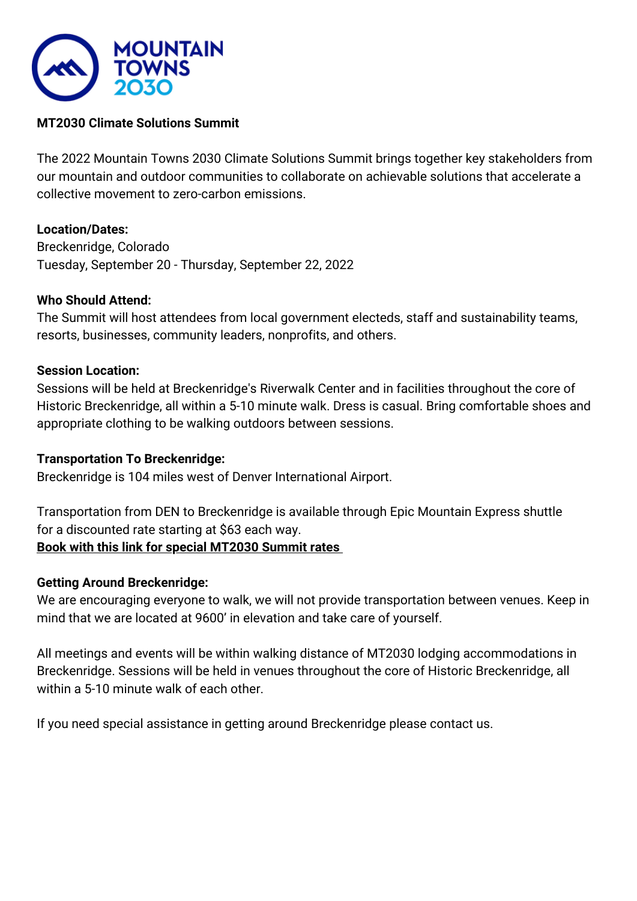MOUNTAIN TOWNS 2030

**MT2030 Climate Solutions Summit**

The 2022 Mountain Towns 2030 Climate Solutions Summit brings together key stakeholders from our mountain and outdoor communities to collaborate on achievable solutions that accelerate a collective movement to zero-carbon emissions.

**Location/Dates:**
Breckenridge, Colorado
Tuesday, September 20 - Thursday, September 22, 2022

**Who Should Attend:**
The Summit will host attendees from local government electeds, staff and sustainability teams, resorts, businesses, community leaders, nonprofits, and others.

**Session Location:**
Sessions will be held at Breckenridge's Riverwalk Center and in facilities throughout the core of Historic Breckenridge, all within a 5-10 minute walk. Dress is casual. Bring comfortable shoes and appropriate clothing to be walking outdoors between sessions.

**Transportation To Breckenridge:**
Breckenridge is 104 miles west of Denver International Airport.

Transportation from DEN to Breckenridge is available through Epic Mountain Express shuttle for a discounted rate starting at $63 each way.
**Book with this link for special MT2030 Summit rates**

**Getting Around Breckenridge:**
We are encouraging everyone to walk, we will not provide transportation between venues. Keep in mind that we are located at 9600' in elevation and take care of yourself.

All meetings and events will be within walking distance of MT2030 lodging accommodations in Breckenridge. Sessions will be held in venues throughout the core of Historic Breckenridge, all within a 5-10 minute walk of each other.

If you need special assistance in getting around Breckenridge please contact us.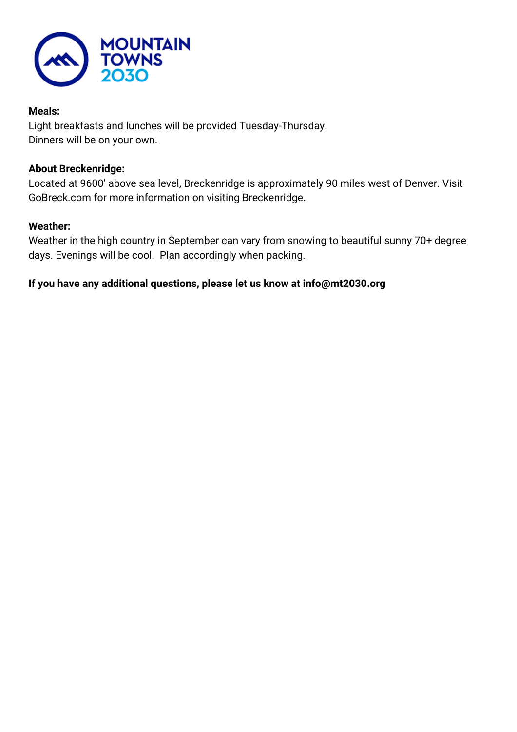**Meals:**
Light breakfasts and lunches will be provided Tuesday-Thursday.
Dinners will be on your own.

**About Breckenridge:**
Located at 9600' above sea level, Breckenridge is approximately 90 miles west of Denver. Visit GoBreck.com for more information on visiting Breckenridge.

**Weather:**
Weather in the high country in September can vary from snowing to beautiful sunny 70+ degree days. Evenings will be cool. Plan accordingly when packing.

**If you have any additional questions, please let us know at info@mt2030.org**